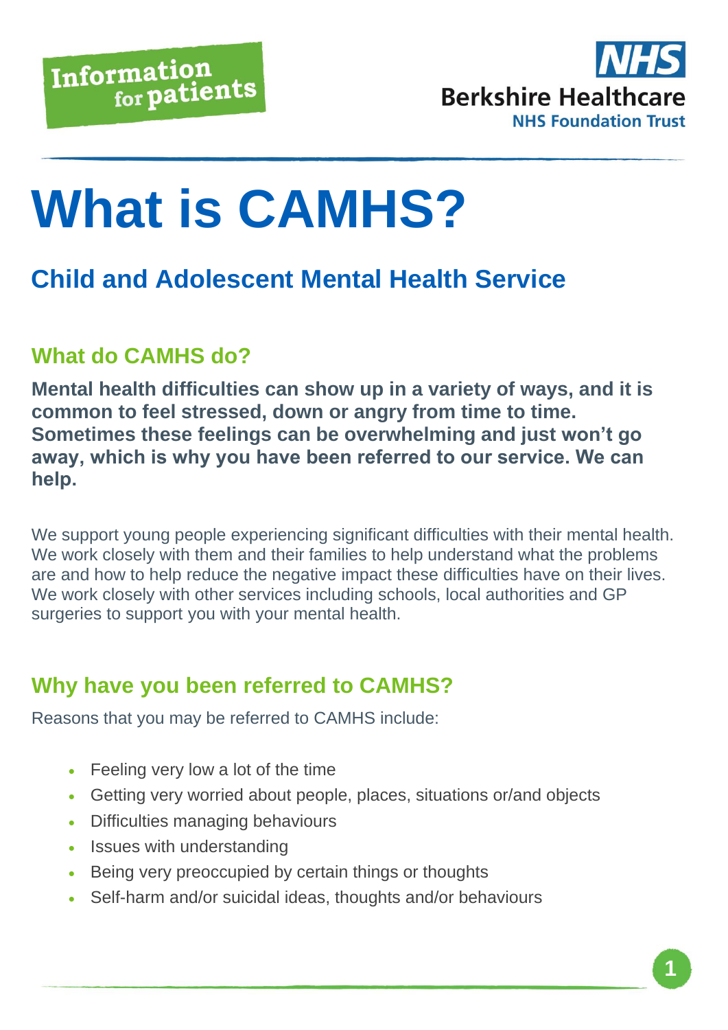Information for patients

**Berkshire Healthcare**
NHS Foundation Trust

# What is CAMHS?

## Child and Adolescent Mental Health Service

### What do CAMHS do?

**Mental health difficulties can show up in a variety of ways, and it is common to feel stressed, down or angry from time to time. Sometimes these feelings can be overwhelming and just won't go away, which is why you have been referred to our service. We can help.**

We support young people experiencing significant difficulties with their mental health. We work closely with them and their families to help understand what the problems are and how to help reduce the negative impact these difficulties have on their lives. We work closely with other services including schools, local authorities and GP surgeries to support you with your mental health.

### Why have you been referred to CAMHS?

Reasons that you may be referred to CAMHS include:

- Feeling very low a lot of the time
- Getting very worried about people, places, situations or/and objects
- Difficulties managing behaviours
- Issues with understanding
- Being very preoccupied by certain things or thoughts
- Self-harm and/or suicidal ideas, thoughts and/or behaviours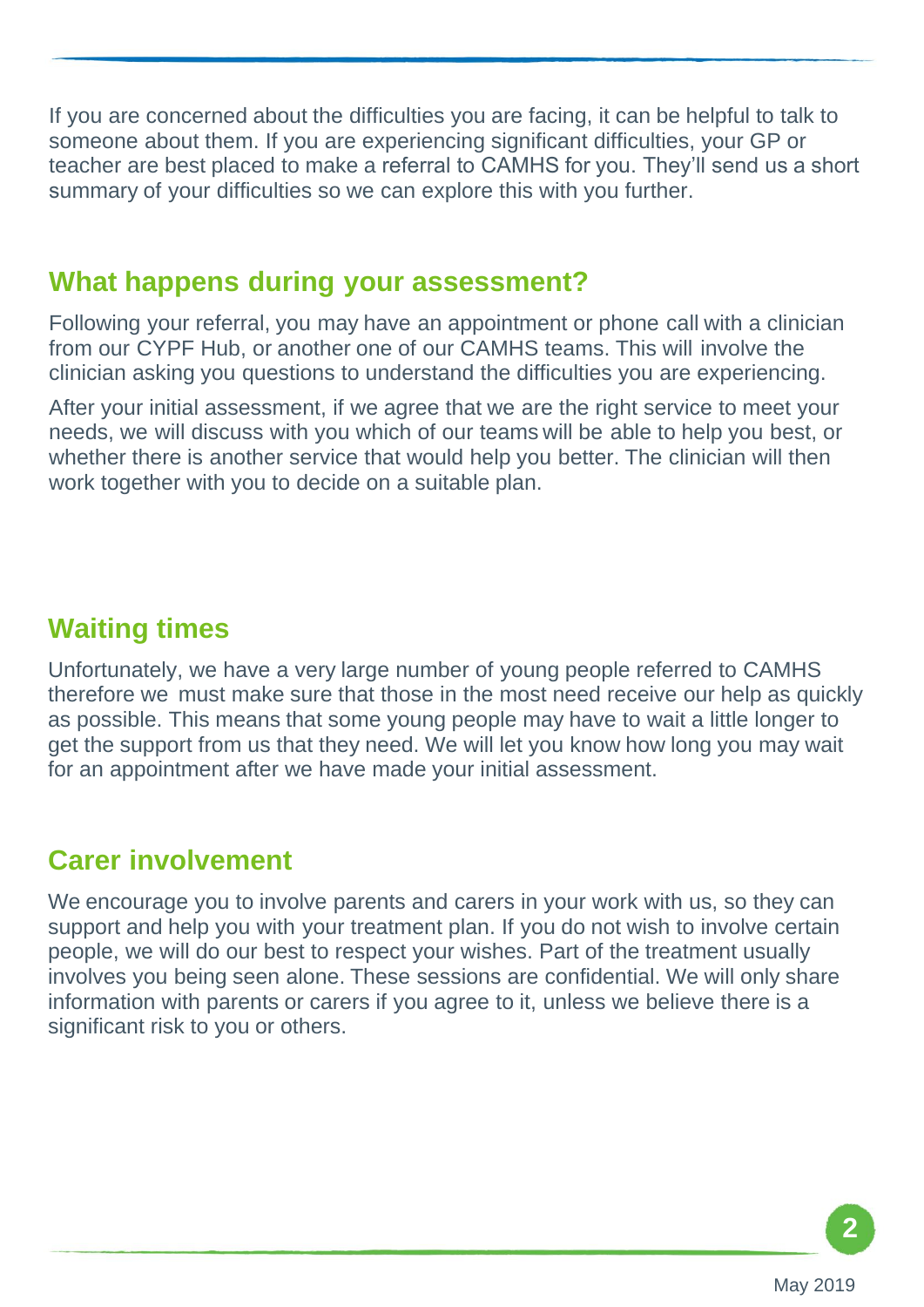If you are concerned about the difficulties you are facing, it can be helpful to talk to someone about them. If you are experiencing significant difficulties, your GP or teacher are best placed to make a referral to CAMHS for you. They'll send us a short summary of your difficulties so we can explore this with you further.

## What happens during your assessment?

Following your referral, you may have an appointment or phone call with a clinician from our CYPF Hub, or another one of our CAMHS teams. This will involve the clinician asking you questions to understand the difficulties you are experiencing.

After your initial assessment, if we agree that we are the right service to meet your needs, we will discuss with you which of our teams will be able to help you best, or whether there is another service that would help you better. The clinician will then work together with you to decide on a suitable plan.

## Waiting times

Unfortunately, we have a very large number of young people referred to CAMHS therefore we must make sure that those in the most need receive our help as quickly as possible. This means that some young people may have to wait a little longer to get the support from us that they need. We will let you know how long you may wait for an appointment after we have made your initial assessment.

## Carer involvement

We encourage you to involve parents and carers in your work with us, so they can support and help you with your treatment plan. If you do not wish to involve certain people, we will do our best to respect your wishes. Part of the treatment usually involves you being seen alone. These sessions are confidential. We will only share information with parents or carers if you agree to it, unless we believe there is a significant risk to you or others.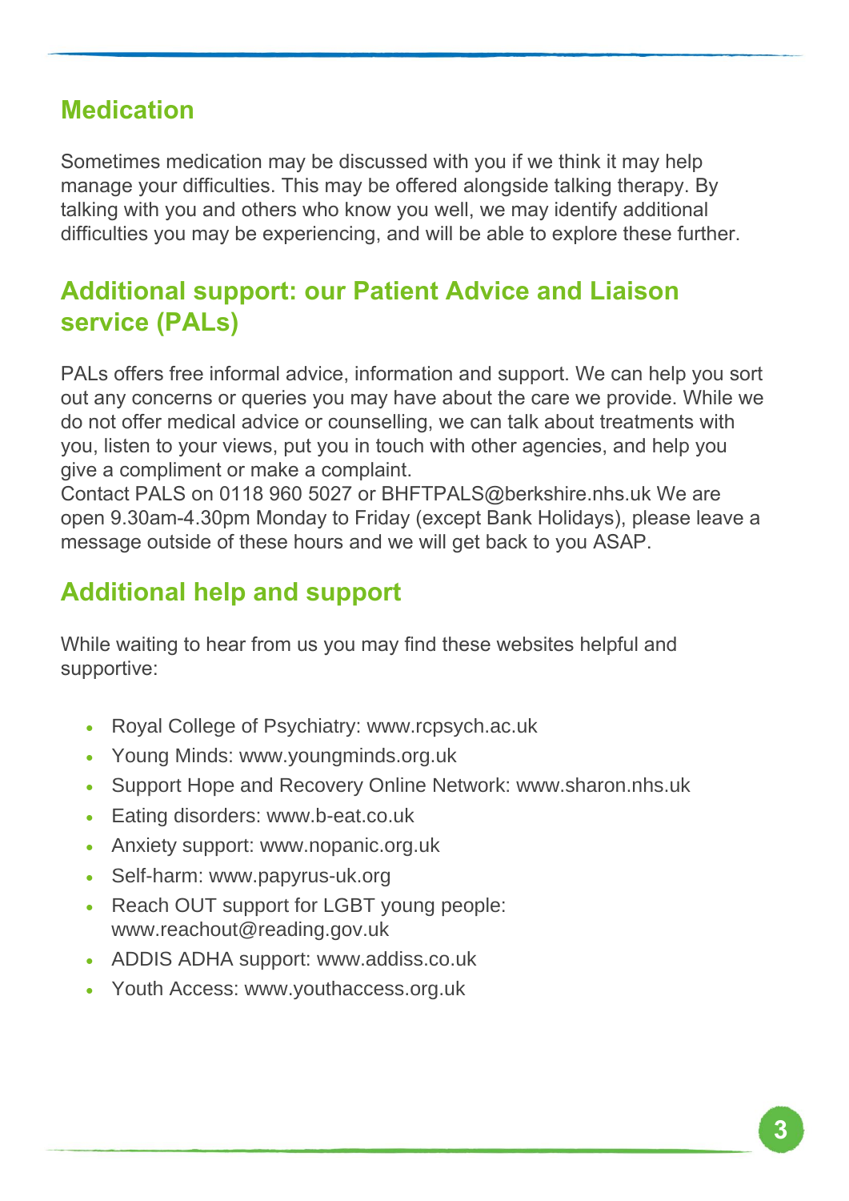## Medication

Sometimes medication may be discussed with you if we think it may help manage your difficulties. This may be offered alongside talking therapy. By talking with you and others who know you well, we may identify additional difficulties you may be experiencing, and will be able to explore these further.

## Additional support: our Patient Advice and Liaison service (PALs)

PALs offers free informal advice, information and support. We can help you sort out any concerns or queries you may have about the care we provide. While we do not offer medical advice or counselling, we can talk about treatments with you, listen to your views, put you in touch with other agencies, and help you give a compliment or make a complaint.
Contact PALS on 0118 960 5027 or BHFTPALS@berkshire.nhs.uk We are open 9.30am-4.30pm Monday to Friday (except Bank Holidays), please leave a message outside of these hours and we will get back to you ASAP.

## Additional help and support

While waiting to hear from us you may find these websites helpful and supportive:

- Royal College of Psychiatry: www.rcpsych.ac.uk
- Young Minds: www.youngminds.org.uk
- Support Hope and Recovery Online Network: www.sharon.nhs.uk
- Eating disorders: www.b-eat.co.uk
- Anxiety support: www.nopanic.org.uk
- Self-harm: www.papyrus-uk.org
- Reach OUT support for LGBT young people: www.reachout@reading.gov.uk
- ADDIS ADHA support: www.addiss.co.uk
- Youth Access: www.youthaccess.org.uk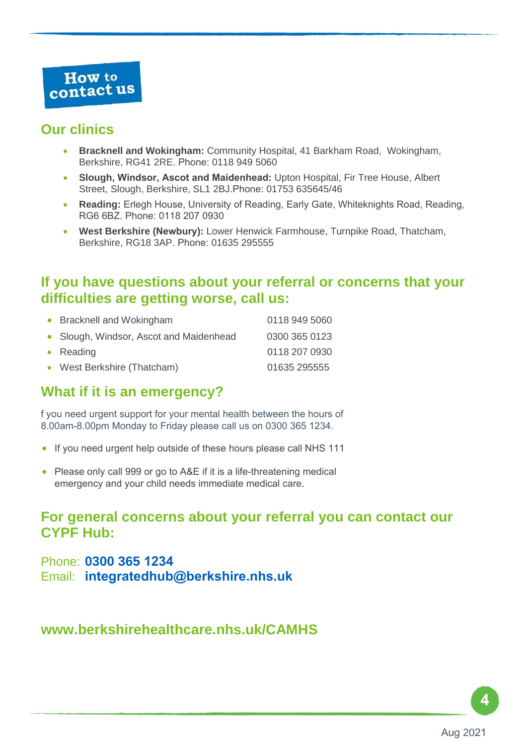# How to contact us

## Our clinics

- **Bracknell and Wokingham:** Community Hospital, 41 Barkham Road, Wokingham, Berkshire, RG41 2RE. Phone: 0118 949 5060
- **Slough, Windsor, Ascot and Maidenhead:** Upton Hospital, Fir Tree House, Albert Street, Slough, Berkshire, SL1 2BJ.Phone: 01753 635645/46
- **Reading:** Erlegh House, University of Reading, Early Gate, Whiteknights Road, Reading, RG6 6BZ. Phone: 0118 207 0930
- **West Berkshire (Newbury):** Lower Henwick Farmhouse, Turnpike Road, Thatcham, Berkshire, RG18 3AP. Phone: 01635 295555

## If you have questions about your referral or concerns that your difficulties are getting worse, call us:

| | |
|---|---|
| Bracknell and Wokingham | 0118 949 5060 |
| Slough, Windsor, Ascot and Maidenhead | 0300 365 0123 |
| Reading | 0118 207 0930 |
| West Berkshire (Thatcham) | 01635 295555 |

## What if it is an emergency?

f you need urgent support for your mental health between the hours of 8.00am-8.00pm Monday to Friday please call us on 0300 365 1234.

- If you need urgent help outside of these hours please call NHS 111
- Please only call 999 or go to A&E if it is a life-threatening medical emergency and your child needs immediate medical care.

## For general concerns about your referral you can contact our CYPF Hub:

Phone: **0300 365 1234**
Email: **integratedhub@berkshire.nhs.uk**

**www.berkshirehealthcare.nhs.uk/CAMHS**

Aug 2021